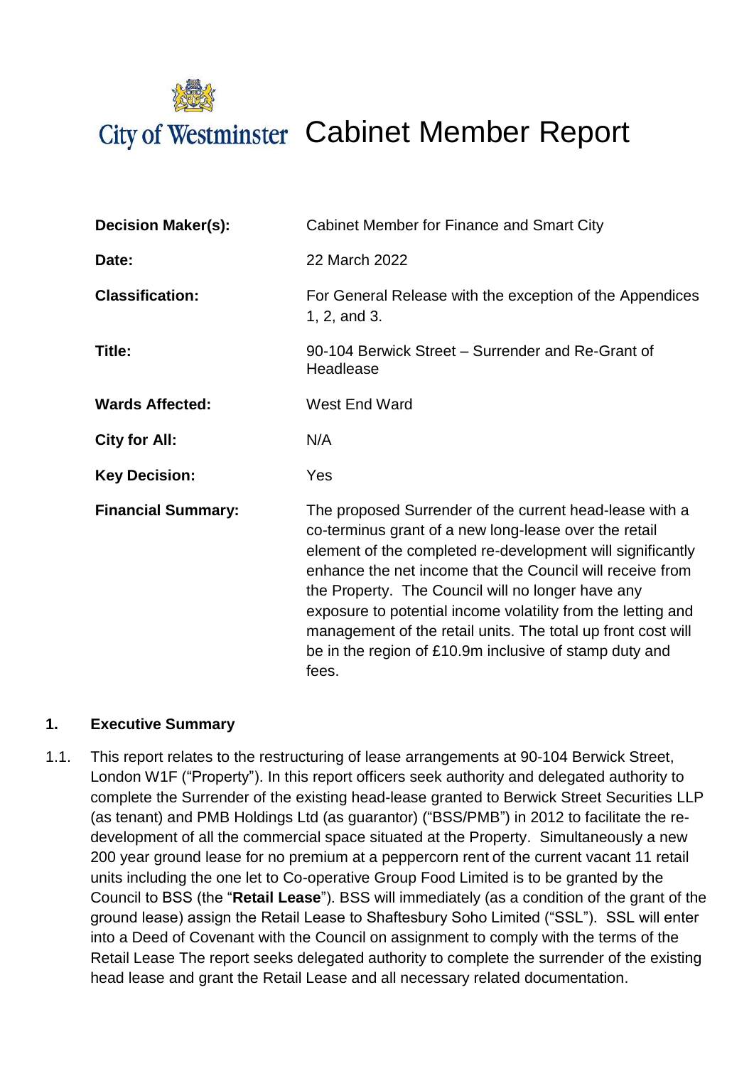# City of Westminster Cabinet Member Report

| | |
|---|---|
| **Decision Maker(s):** | Cabinet Member for Finance and Smart City |
| **Date:** | 22 March 2022 |
| **Classification:** | For General Release with the exception of the Appendices 1, 2, and 3. |
| **Title:** | 90-104 Berwick Street – Surrender and Re-Grant of Headlease |
| **Wards Affected:** | West End Ward |
| **City for All:** | N/A |
| **Key Decision:** | Yes |
| **Financial Summary:** | The proposed Surrender of the current head-lease with a co-terminus grant of a new long-lease over the retail element of the completed re-development will significantly enhance the net income that the Council will receive from the Property. The Council will no longer have any exposure to potential income volatility from the letting and management of the retail units. The total up front cost will be in the region of £10.9m inclusive of stamp duty and fees. |

## 1. Executive Summary

1.1. This report relates to the restructuring of lease arrangements at 90-104 Berwick Street, London W1F ("Property"). In this report officers seek authority and delegated authority to complete the Surrender of the existing head-lease granted to Berwick Street Securities LLP (as tenant) and PMB Holdings Ltd (as guarantor) ("BSS/PMB") in 2012 to facilitate the re-development of all the commercial space situated at the Property. Simultaneously a new 200 year ground lease for no premium at a peppercorn rent of the current vacant 11 retail units including the one let to Co-operative Group Food Limited is to be granted by the Council to BSS (the "**Retail Lease**"). BSS will immediately (as a condition of the grant of the ground lease) assign the Retail Lease to Shaftesbury Soho Limited ("SSL"). SSL will enter into a Deed of Covenant with the Council on assignment to comply with the terms of the Retail Lease The report seeks delegated authority to complete the surrender of the existing head lease and grant the Retail Lease and all necessary related documentation.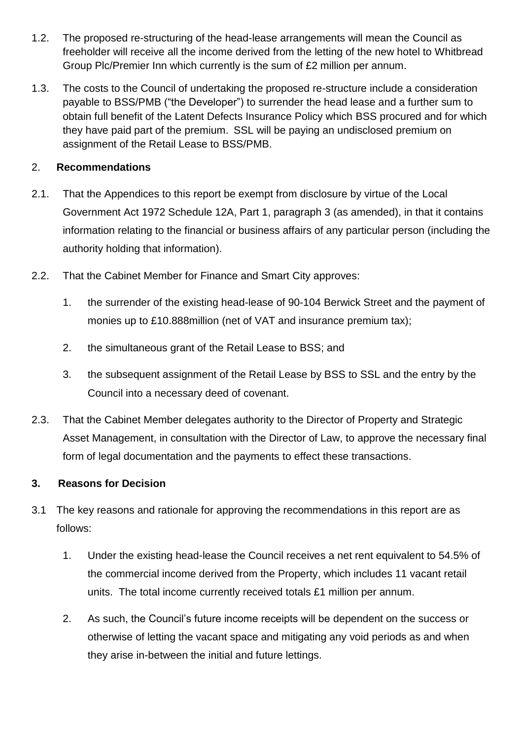1.2. The proposed re-structuring of the head-lease arrangements will mean the Council as freeholder will receive all the income derived from the letting of the new hotel to Whitbread Group Plc/Premier Inn which currently is the sum of £2 million per annum.

1.3. The costs to the Council of undertaking the proposed re-structure include a consideration payable to BSS/PMB ("the Developer") to surrender the head lease and a further sum to obtain full benefit of the Latent Defects Insurance Policy which BSS procured and for which they have paid part of the premium. SSL will be paying an undisclosed premium on assignment of the Retail Lease to BSS/PMB.

## 2. **Recommendations**

2.1. That the Appendices to this report be exempt from disclosure by virtue of the Local Government Act 1972 Schedule 12A, Part 1, paragraph 3 (as amended), in that it contains information relating to the financial or business affairs of any particular person (including the authority holding that information).

2.2. That the Cabinet Member for Finance and Smart City approves:

1. the surrender of the existing head-lease of 90-104 Berwick Street and the payment of monies up to £10.888million (net of VAT and insurance premium tax);
2. the simultaneous grant of the Retail Lease to BSS; and
3. the subsequent assignment of the Retail Lease by BSS to SSL and the entry by the Council into a necessary deed of covenant.

2.3. That the Cabinet Member delegates authority to the Director of Property and Strategic Asset Management, in consultation with the Director of Law, to approve the necessary final form of legal documentation and the payments to effect these transactions.

## **3. Reasons for Decision**

3.1 The key reasons and rationale for approving the recommendations in this report are as follows:

1. Under the existing head-lease the Council receives a net rent equivalent to 54.5% of the commercial income derived from the Property, which includes 11 vacant retail units. The total income currently received totals £1 million per annum.
2. As such, the Council's future income receipts will be dependent on the success or otherwise of letting the vacant space and mitigating any void periods as and when they arise in-between the initial and future lettings.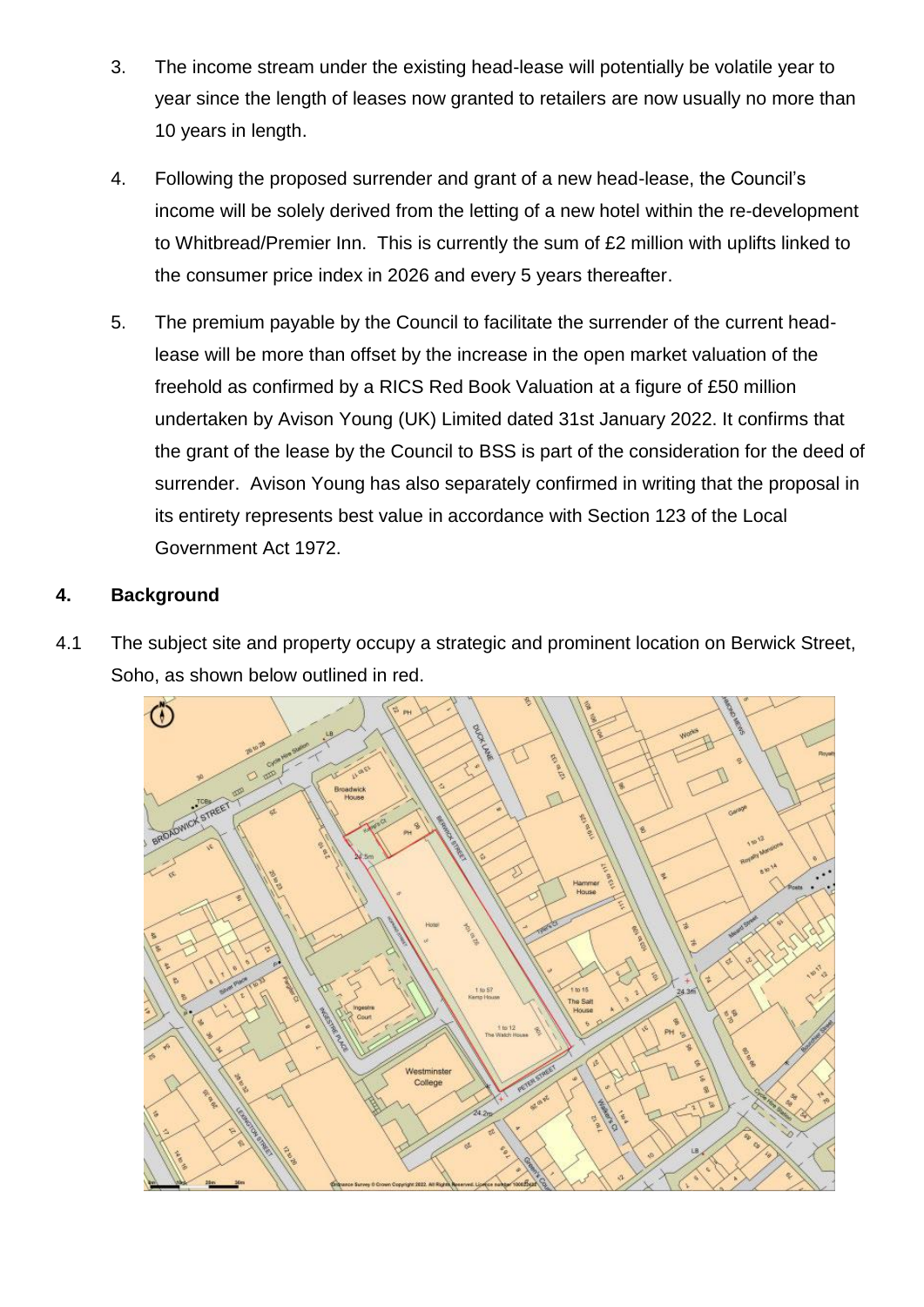3. The income stream under the existing head-lease will potentially be volatile year to year since the length of leases now granted to retailers are now usually no more than 10 years in length.

4. Following the proposed surrender and grant of a new head-lease, the Council's income will be solely derived from the letting of a new hotel within the re-development to Whitbread/Premier Inn. This is currently the sum of £2 million with uplifts linked to the consumer price index in 2026 and every 5 years thereafter.

5. The premium payable by the Council to facilitate the surrender of the current head-lease will be more than offset by the increase in the open market valuation of the freehold as confirmed by a RICS Red Book Valuation at a figure of £50 million undertaken by Avison Young (UK) Limited dated 31st January 2022. It confirms that the grant of the lease by the Council to BSS is part of the consideration for the deed of surrender. Avison Young has also separately confirmed in writing that the proposal in its entirety represents best value in accordance with Section 123 of the Local Government Act 1972.

## 4. Background

4.1 The subject site and property occupy a strategic and prominent location on Berwick Street, Soho, as shown below outlined in red.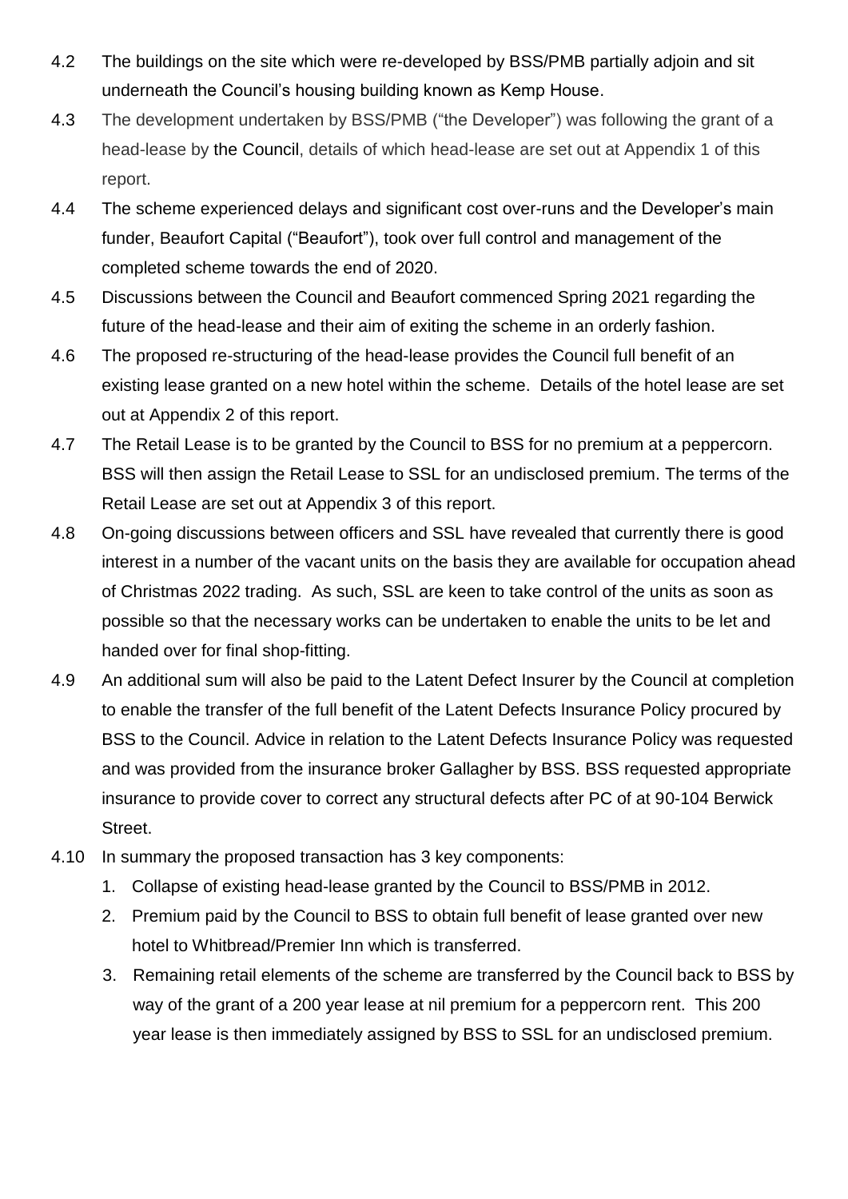4.2 The buildings on the site which were re-developed by BSS/PMB partially adjoin and sit underneath the Council's housing building known as Kemp House.

4.3 The development undertaken by BSS/PMB ("the Developer") was following the grant of a head-lease by the Council, details of which head-lease are set out at Appendix 1 of this report.

4.4 The scheme experienced delays and significant cost over-runs and the Developer's main funder, Beaufort Capital ("Beaufort"), took over full control and management of the completed scheme towards the end of 2020.

4.5 Discussions between the Council and Beaufort commenced Spring 2021 regarding the future of the head-lease and their aim of exiting the scheme in an orderly fashion.

4.6 The proposed re-structuring of the head-lease provides the Council full benefit of an existing lease granted on a new hotel within the scheme. Details of the hotel lease are set out at Appendix 2 of this report.

4.7 The Retail Lease is to be granted by the Council to BSS for no premium at a peppercorn. BSS will then assign the Retail Lease to SSL for an undisclosed premium. The terms of the Retail Lease are set out at Appendix 3 of this report.

4.8 On-going discussions between officers and SSL have revealed that currently there is good interest in a number of the vacant units on the basis they are available for occupation ahead of Christmas 2022 trading. As such, SSL are keen to take control of the units as soon as possible so that the necessary works can be undertaken to enable the units to be let and handed over for final shop-fitting.

4.9 An additional sum will also be paid to the Latent Defect Insurer by the Council at completion to enable the transfer of the full benefit of the Latent Defects Insurance Policy procured by BSS to the Council. Advice in relation to the Latent Defects Insurance Policy was requested and was provided from the insurance broker Gallagher by BSS. BSS requested appropriate insurance to provide cover to correct any structural defects after PC of at 90-104 Berwick Street.

4.10 In summary the proposed transaction has 3 key components:

1. Collapse of existing head-lease granted by the Council to BSS/PMB in 2012.
2. Premium paid by the Council to BSS to obtain full benefit of lease granted over new hotel to Whitbread/Premier Inn which is transferred.
3. Remaining retail elements of the scheme are transferred by the Council back to BSS by way of the grant of a 200 year lease at nil premium for a peppercorn rent. This 200 year lease is then immediately assigned by BSS to SSL for an undisclosed premium.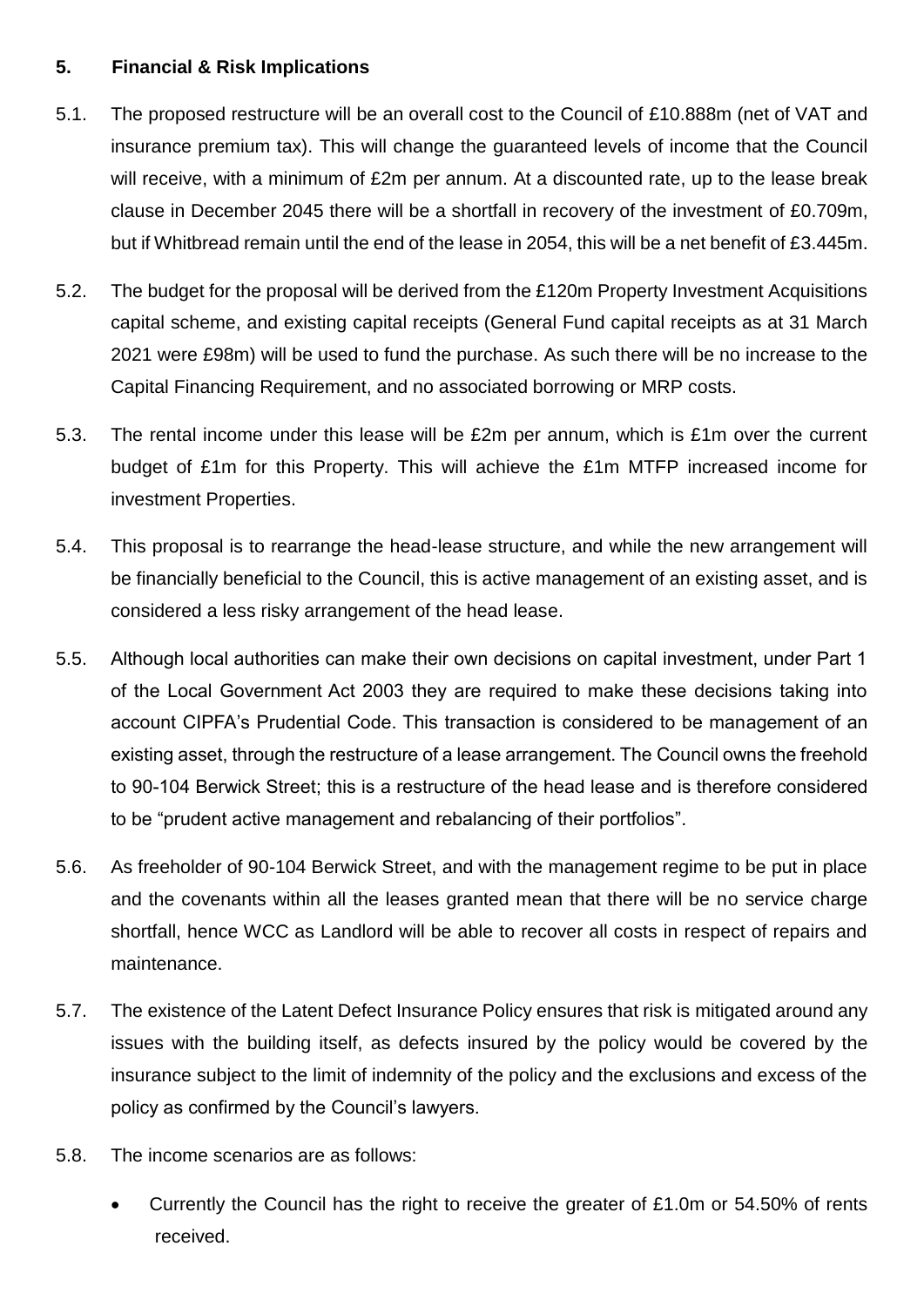## 5. Financial & Risk Implications

5.1. The proposed restructure will be an overall cost to the Council of £10.888m (net of VAT and insurance premium tax). This will change the guaranteed levels of income that the Council will receive, with a minimum of £2m per annum. At a discounted rate, up to the lease break clause in December 2045 there will be a shortfall in recovery of the investment of £0.709m, but if Whitbread remain until the end of the lease in 2054, this will be a net benefit of £3.445m.

5.2. The budget for the proposal will be derived from the £120m Property Investment Acquisitions capital scheme, and existing capital receipts (General Fund capital receipts as at 31 March 2021 were £98m) will be used to fund the purchase. As such there will be no increase to the Capital Financing Requirement, and no associated borrowing or MRP costs.

5.3. The rental income under this lease will be £2m per annum, which is £1m over the current budget of £1m for this Property. This will achieve the £1m MTFP increased income for investment Properties.

5.4. This proposal is to rearrange the head-lease structure, and while the new arrangement will be financially beneficial to the Council, this is active management of an existing asset, and is considered a less risky arrangement of the head lease.

5.5. Although local authorities can make their own decisions on capital investment, under Part 1 of the Local Government Act 2003 they are required to make these decisions taking into account CIPFA's Prudential Code. This transaction is considered to be management of an existing asset, through the restructure of a lease arrangement. The Council owns the freehold to 90-104 Berwick Street; this is a restructure of the head lease and is therefore considered to be "prudent active management and rebalancing of their portfolios".

5.6. As freeholder of 90-104 Berwick Street, and with the management regime to be put in place and the covenants within all the leases granted mean that there will be no service charge shortfall, hence WCC as Landlord will be able to recover all costs in respect of repairs and maintenance.

5.7. The existence of the Latent Defect Insurance Policy ensures that risk is mitigated around any issues with the building itself, as defects insured by the policy would be covered by the insurance subject to the limit of indemnity of the policy and the exclusions and excess of the policy as confirmed by the Council's lawyers.

5.8. The income scenarios are as follows:

- Currently the Council has the right to receive the greater of £1.0m or 54.50% of rents received.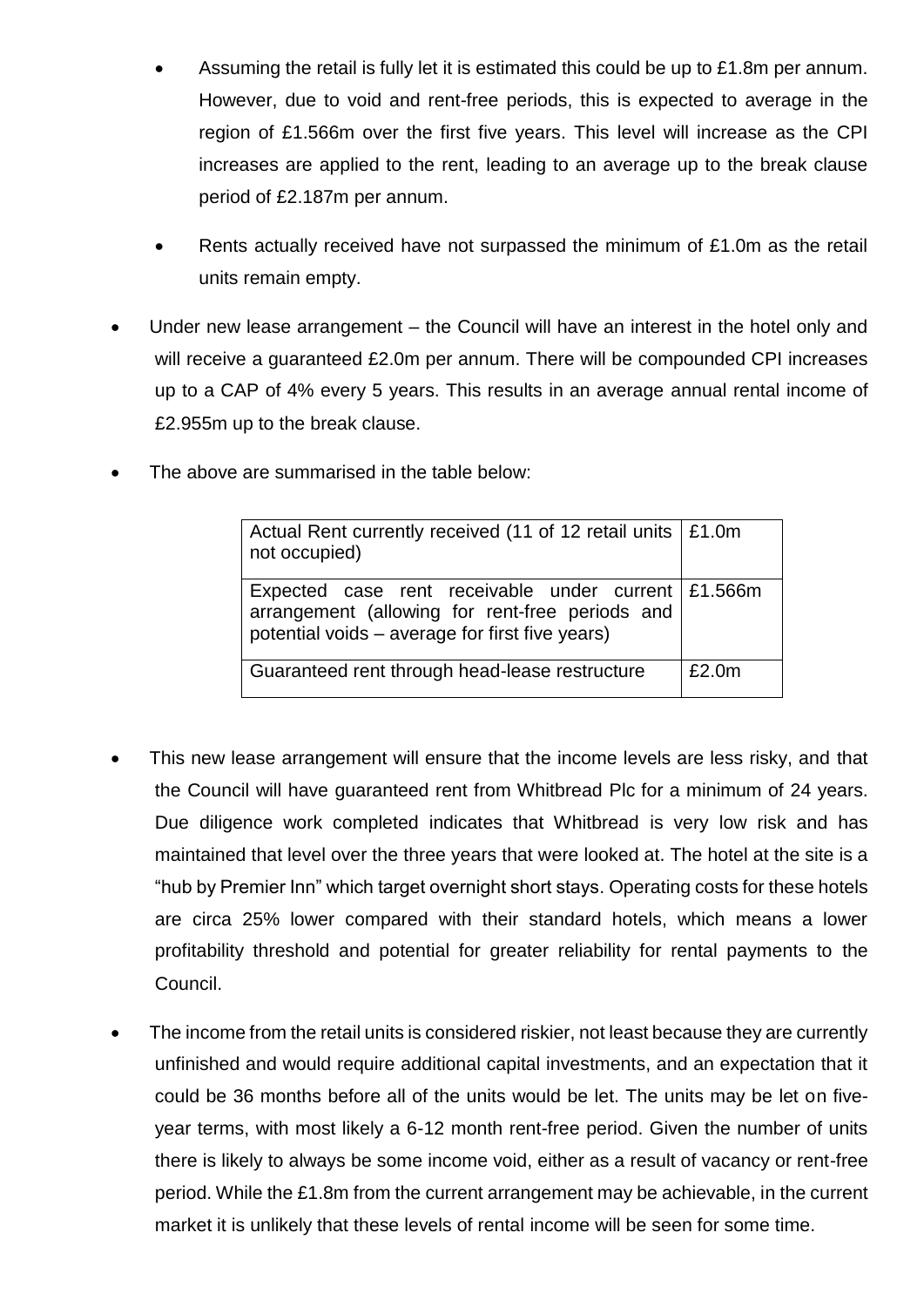- Assuming the retail is fully let it is estimated this could be up to £1.8m per annum. However, due to void and rent-free periods, this is expected to average in the region of £1.566m over the first five years. This level will increase as the CPI increases are applied to the rent, leading to an average up to the break clause period of £2.187m per annum.
  - Rents actually received have not surpassed the minimum of £1.0m as the retail units remain empty.
- Under new lease arrangement – the Council will have an interest in the hotel only and will receive a guaranteed £2.0m per annum. There will be compounded CPI increases up to a CAP of 4% every 5 years. This results in an average annual rental income of £2.955m up to the break clause.
- The above are summarised in the table below:

| | |
|---|---|
| Actual Rent currently received (11 of 12 retail units not occupied) | £1.0m |
| Expected case rent receivable under current arrangement (allowing for rent-free periods and potential voids – average for first five years) | £1.566m |
| Guaranteed rent through head-lease restructure | £2.0m |

- This new lease arrangement will ensure that the income levels are less risky, and that the Council will have guaranteed rent from Whitbread Plc for a minimum of 24 years. Due diligence work completed indicates that Whitbread is very low risk and has maintained that level over the three years that were looked at. The hotel at the site is a "hub by Premier Inn" which target overnight short stays. Operating costs for these hotels are circa 25% lower compared with their standard hotels, which means a lower profitability threshold and potential for greater reliability for rental payments to the Council.
- The income from the retail units is considered riskier, not least because they are currently unfinished and would require additional capital investments, and an expectation that it could be 36 months before all of the units would be let. The units may be let on five-year terms, with most likely a 6-12 month rent-free period. Given the number of units there is likely to always be some income void, either as a result of vacancy or rent-free period. While the £1.8m from the current arrangement may be achievable, in the current market it is unlikely that these levels of rental income will be seen for some time.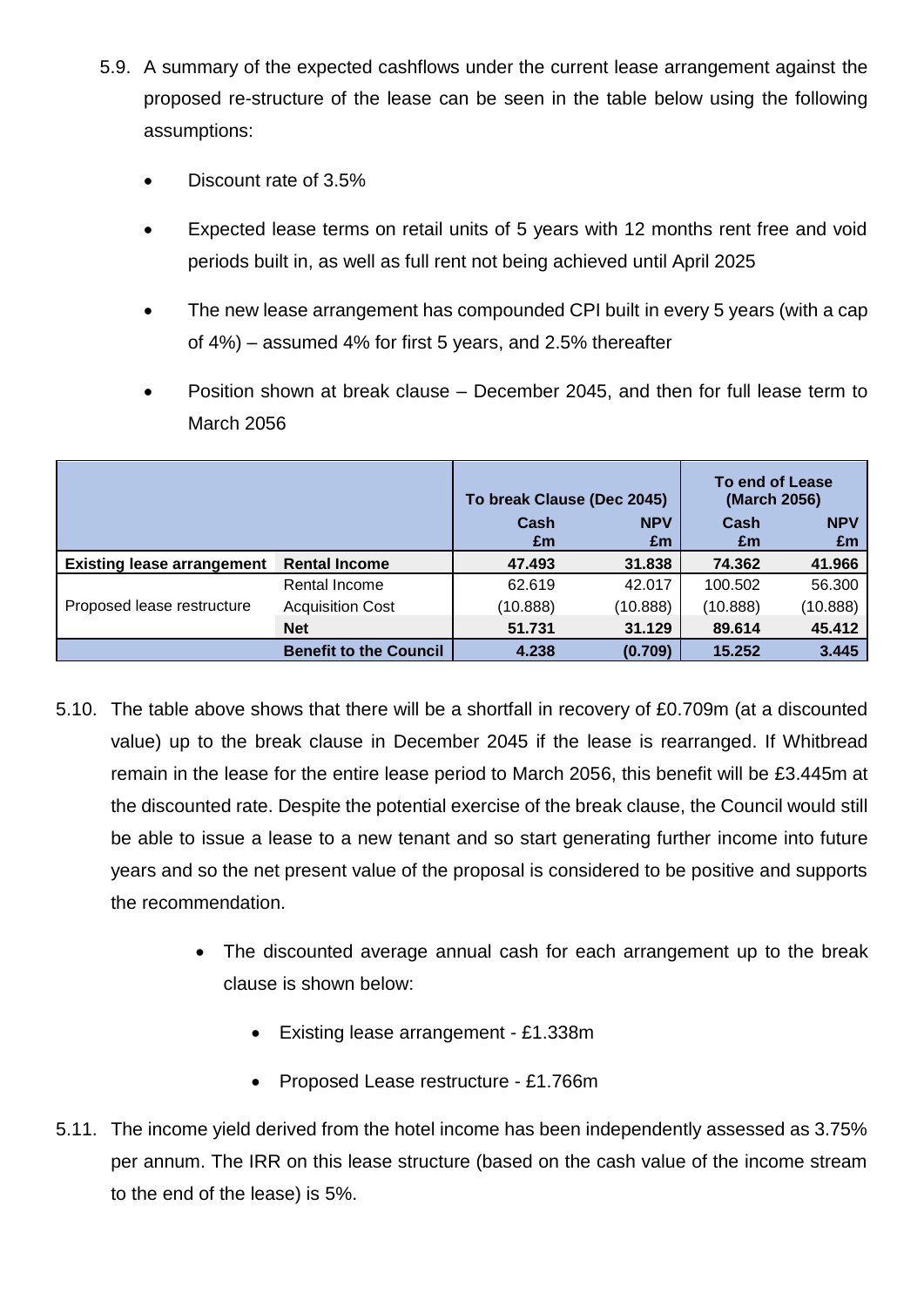5.9. A summary of the expected cashflows under the current lease arrangement against the proposed re-structure of the lease can be seen in the table below using the following assumptions:

- Discount rate of 3.5%
- Expected lease terms on retail units of 5 years with 12 months rent free and void periods built in, as well as full rent not being achieved until April 2025
- The new lease arrangement has compounded CPI built in every 5 years (with a cap of 4%) – assumed 4% for first 5 years, and 2.5% thereafter
- Position shown at break clause – December 2045, and then for full lease term to March 2056

| | | To break Clause (Dec 2045) | | To end of Lease (March 2056) | |
|---|---|---|---|---|---|
| | | **Cash £m** | **NPV £m** | **Cash £m** | **NPV £m** |
| **Existing lease arrangement** | **Rental Income** | **47.493** | **31.838** | **74.362** | **41.966** |
| Proposed lease restructure | Rental Income | 62.619 | 42.017 | 100.502 | 56.300 |
| | Acquisition Cost | (10.888) | (10.888) | (10.888) | (10.888) |
| | **Net** | **51.731** | **31.129** | **89.614** | **45.412** |
| | **Benefit to the Council** | **4.238** | **(0.709)** | **15.252** | **3.445** |

5.10. The table above shows that there will be a shortfall in recovery of £0.709m (at a discounted value) up to the break clause in December 2045 if the lease is rearranged. If Whitbread remain in the lease for the entire lease period to March 2056, this benefit will be £3.445m at the discounted rate. Despite the potential exercise of the break clause, the Council would still be able to issue a lease to a new tenant and so start generating further income into future years and so the net present value of the proposal is considered to be positive and supports the recommendation.

- The discounted average annual cash for each arrangement up to the break clause is shown below:
  - Existing lease arrangement - £1.338m
  - Proposed Lease restructure - £1.766m

5.11. The income yield derived from the hotel income has been independently assessed as 3.75% per annum. The IRR on this lease structure (based on the cash value of the income stream to the end of the lease) is 5%.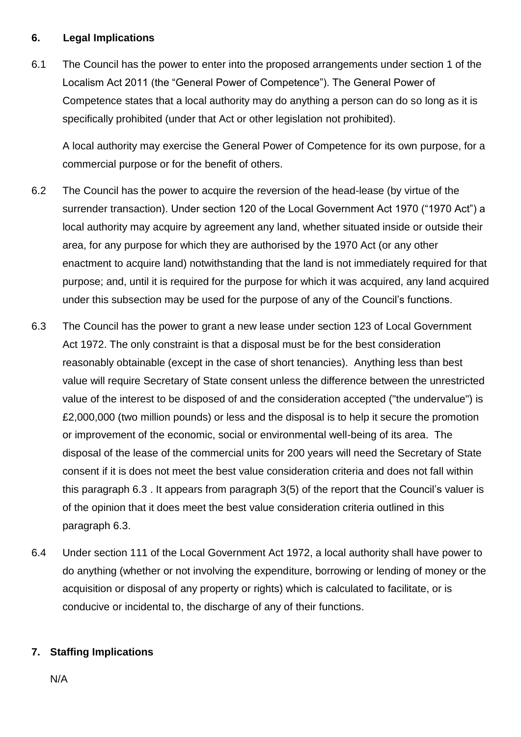## 6. Legal Implications

6.1 The Council has the power to enter into the proposed arrangements under section 1 of the Localism Act 2011 (the "General Power of Competence"). The General Power of Competence states that a local authority may do anything a person can do so long as it is specifically prohibited (under that Act or other legislation not prohibited).

A local authority may exercise the General Power of Competence for its own purpose, for a commercial purpose or for the benefit of others.

6.2 The Council has the power to acquire the reversion of the head-lease (by virtue of the surrender transaction). Under section 120 of the Local Government Act 1970 ("1970 Act") a local authority may acquire by agreement any land, whether situated inside or outside their area, for any purpose for which they are authorised by the 1970 Act (or any other enactment to acquire land) notwithstanding that the land is not immediately required for that purpose; and, until it is required for the purpose for which it was acquired, any land acquired under this subsection may be used for the purpose of any of the Council's functions.

6.3 The Council has the power to grant a new lease under section 123 of Local Government Act 1972. The only constraint is that a disposal must be for the best consideration reasonably obtainable (except in the case of short tenancies). Anything less than best value will require Secretary of State consent unless the difference between the unrestricted value of the interest to be disposed of and the consideration accepted ("the undervalue") is £2,000,000 (two million pounds) or less and the disposal is to help it secure the promotion or improvement of the economic, social or environmental well-being of its area. The disposal of the lease of the commercial units for 200 years will need the Secretary of State consent if it is does not meet the best value consideration criteria and does not fall within this paragraph 6.3 . It appears from paragraph 3(5) of the report that the Council's valuer is of the opinion that it does meet the best value consideration criteria outlined in this paragraph 6.3.

6.4 Under section 111 of the Local Government Act 1972, a local authority shall have power to do anything (whether or not involving the expenditure, borrowing or lending of money or the acquisition or disposal of any property or rights) which is calculated to facilitate, or is conducive or incidental to, the discharge of any of their functions.

## 7. Staffing Implications

N/A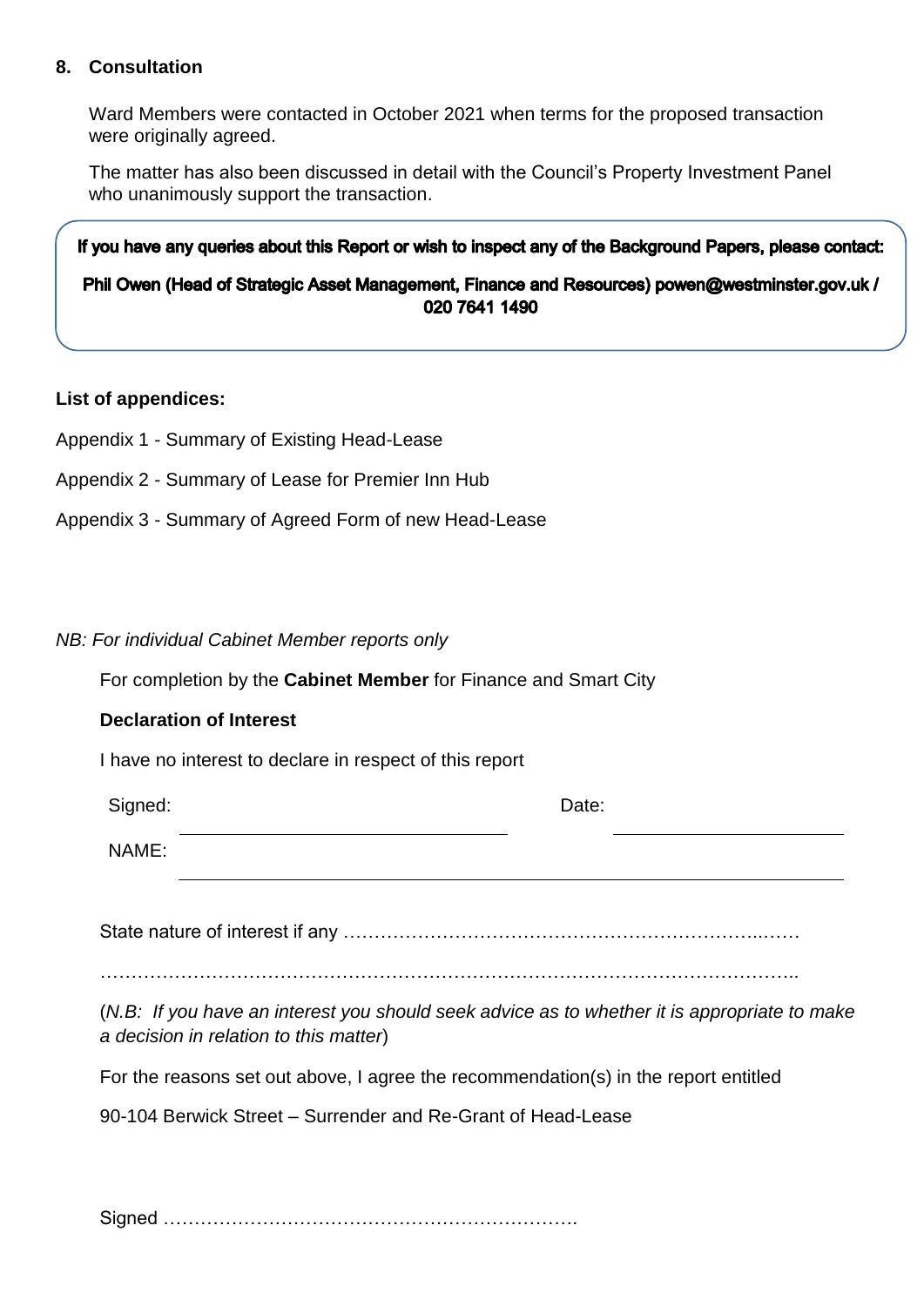## 8. Consultation

Ward Members were contacted in October 2021 when terms for the proposed transaction were originally agreed.

The matter has also been discussed in detail with the Council's Property Investment Panel who unanimously support the transaction.

**If you have any queries about this Report or wish to inspect any of the Background Papers, please contact:**

**Phil Owen (Head of Strategic Asset Management, Finance and Resources) powen@westminster.gov.uk / 020 7641 1490**

**List of appendices:**

Appendix 1 - Summary of Existing Head-Lease

Appendix 2 - Summary of Lease for Premier Inn Hub

Appendix 3 - Summary of Agreed Form of new Head-Lease

*NB: For individual Cabinet Member reports only*

For completion by the **Cabinet Member** for Finance and Smart City

**Declaration of Interest**

I have no interest to declare in respect of this report

Signed: ______________________ Date: ______________________

NAME: ______________________

State nature of interest if any ……………………………………………………………..……

…………………………………………………………………………………………………..

(*N.B: If you have an interest you should seek advice as to whether it is appropriate to make a decision in relation to this matter*)

For the reasons set out above, I agree the recommendation(s) in the report entitled

90-104 Berwick Street – Surrender and Re-Grant of Head-Lease

Signed ………………………………………………………….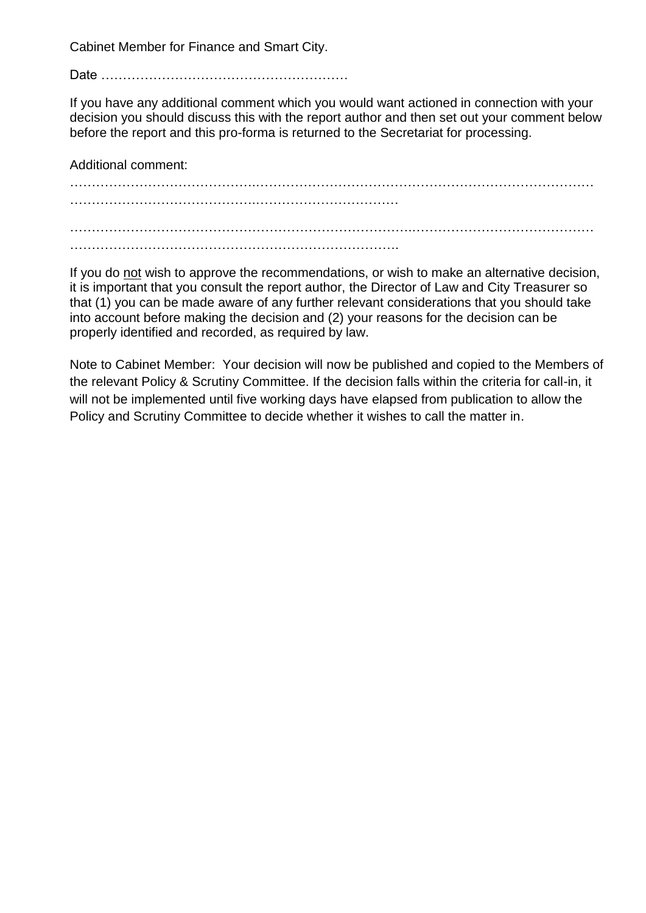Cabinet Member for Finance and Smart City.

Date …………………………………………………

If you have any additional comment which you would want actioned in connection with your decision you should discuss this with the report author and then set out your comment below before the report and this pro-forma is returned to the Secretariat for processing.

Additional comment:

……………………………………………………………………………………………………………
……………………………………………………………………

……………………………………………………………………………………………………………
…………………………………………………………………….

If you do <u>not</u> wish to approve the recommendations, or wish to make an alternative decision, it is important that you consult the report author, the Director of Law and City Treasurer so that (1) you can be made aware of any further relevant considerations that you should take into account before making the decision and (2) your reasons for the decision can be properly identified and recorded, as required by law.

Note to Cabinet Member: Your decision will now be published and copied to the Members of the relevant Policy & Scrutiny Committee. If the decision falls within the criteria for call-in, it will not be implemented until five working days have elapsed from publication to allow the Policy and Scrutiny Committee to decide whether it wishes to call the matter in.